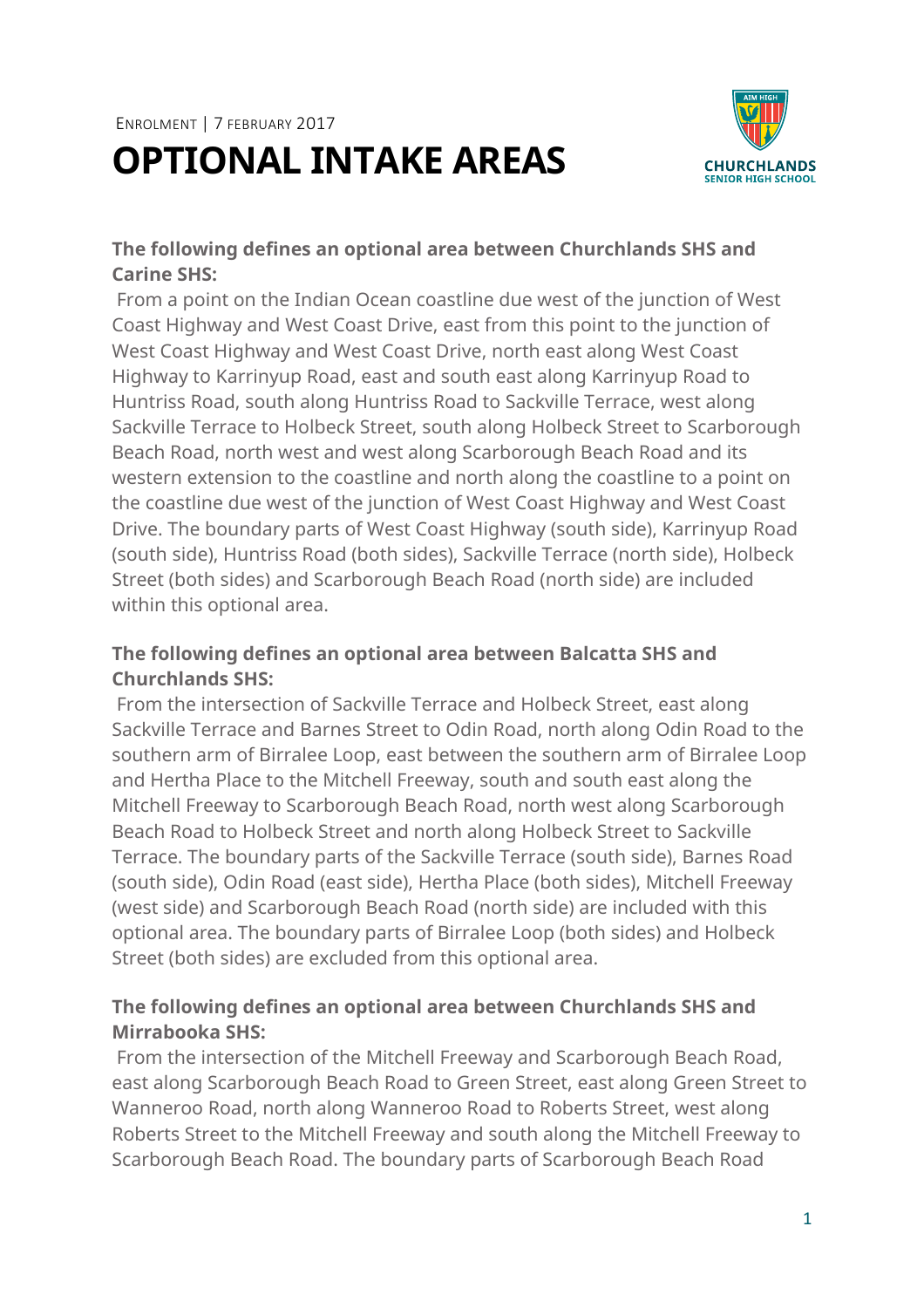ENROLMENT | 7 FEBRUARY 2017

# OPTIONAL INTAKE AREAS

**The following defines an optional area between Churchlands SHS and Carine SHS:**

From a point on the Indian Ocean coastline due west of the junction of West Coast Highway and West Coast Drive, east from this point to the junction of West Coast Highway and West Coast Drive, north east along West Coast Highway to Karrinyup Road, east and south east along Karrinyup Road to Huntriss Road, south along Huntriss Road to Sackville Terrace, west along Sackville Terrace to Holbeck Street, south along Holbeck Street to Scarborough Beach Road, north west and west along Scarborough Beach Road and its western extension to the coastline and north along the coastline to a point on the coastline due west of the junction of West Coast Highway and West Coast Drive. The boundary parts of West Coast Highway (south side), Karrinyup Road (south side), Huntriss Road (both sides), Sackville Terrace (north side), Holbeck Street (both sides) and Scarborough Beach Road (north side) are included within this optional area.

**The following defines an optional area between Balcatta SHS and Churchlands SHS:**

From the intersection of Sackville Terrace and Holbeck Street, east along Sackville Terrace and Barnes Street to Odin Road, north along Odin Road to the southern arm of Birralee Loop, east between the southern arm of Birralee Loop and Hertha Place to the Mitchell Freeway, south and south east along the Mitchell Freeway to Scarborough Beach Road, north west along Scarborough Beach Road to Holbeck Street and north along Holbeck Street to Sackville Terrace. The boundary parts of the Sackville Terrace (south side), Barnes Road (south side), Odin Road (east side), Hertha Place (both sides), Mitchell Freeway (west side) and Scarborough Beach Road (north side) are included with this optional area. The boundary parts of Birralee Loop (both sides) and Holbeck Street (both sides) are excluded from this optional area.

**The following defines an optional area between Churchlands SHS and Mirrabooka SHS:**

From the intersection of the Mitchell Freeway and Scarborough Beach Road, east along Scarborough Beach Road to Green Street, east along Green Street to Wanneroo Road, north along Wanneroo Road to Roberts Street, west along Roberts Street to the Mitchell Freeway and south along the Mitchell Freeway to Scarborough Beach Road. The boundary parts of Scarborough Beach Road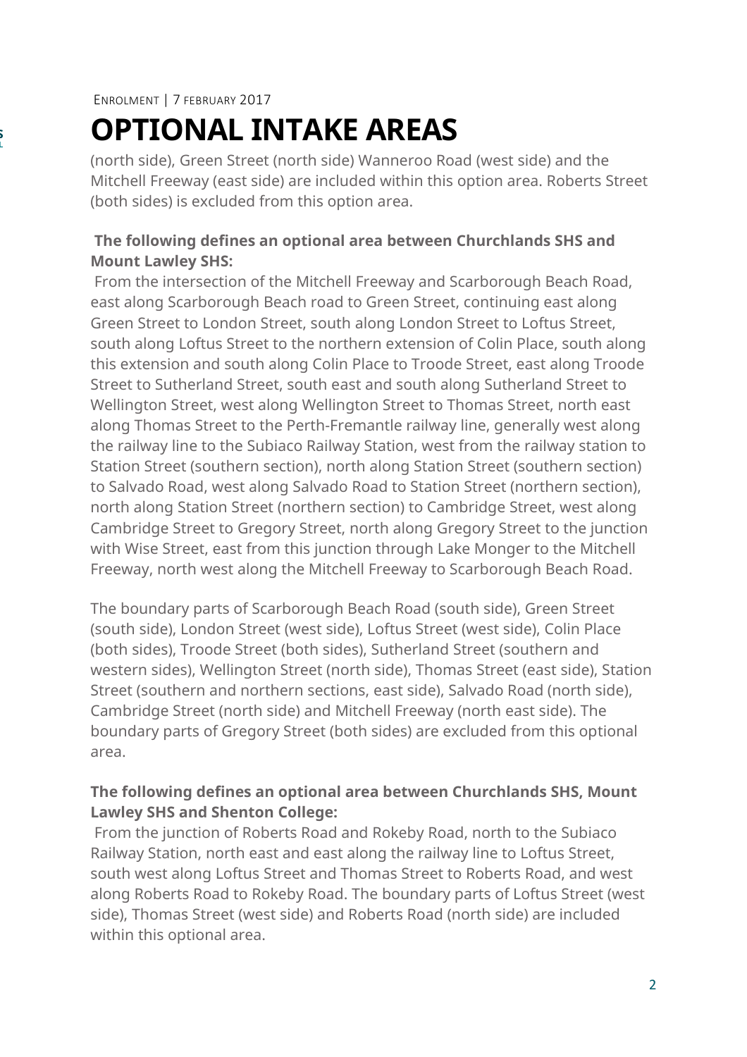ENROLMENT | 7 FEBRUARY 2017

# OPTIONAL INTAKE AREAS

(north side), Green Street (north side) Wanneroo Road (west side) and the Mitchell Freeway (east side) are included within this option area. Roberts Street (both sides) is excluded from this option area.

**The following defines an optional area between Churchlands SHS and Mount Lawley SHS:**

From the intersection of the Mitchell Freeway and Scarborough Beach Road, east along Scarborough Beach road to Green Street, continuing east along Green Street to London Street, south along London Street to Loftus Street, south along Loftus Street to the northern extension of Colin Place, south along this extension and south along Colin Place to Troode Street, east along Troode Street to Sutherland Street, south east and south along Sutherland Street to Wellington Street, west along Wellington Street to Thomas Street, north east along Thomas Street to the Perth-Fremantle railway line, generally west along the railway line to the Subiaco Railway Station, west from the railway station to Station Street (southern section), north along Station Street (southern section) to Salvado Road, west along Salvado Road to Station Street (northern section), north along Station Street (northern section) to Cambridge Street, west along Cambridge Street to Gregory Street, north along Gregory Street to the junction with Wise Street, east from this junction through Lake Monger to the Mitchell Freeway, north west along the Mitchell Freeway to Scarborough Beach Road.

The boundary parts of Scarborough Beach Road (south side), Green Street (south side), London Street (west side), Loftus Street (west side), Colin Place (both sides), Troode Street (both sides), Sutherland Street (southern and western sides), Wellington Street (north side), Thomas Street (east side), Station Street (southern and northern sections, east side), Salvado Road (north side), Cambridge Street (north side) and Mitchell Freeway (north east side). The boundary parts of Gregory Street (both sides) are excluded from this optional area.

**The following defines an optional area between Churchlands SHS, Mount Lawley SHS and Shenton College:**

From the junction of Roberts Road and Rokeby Road, north to the Subiaco Railway Station, north east and east along the railway line to Loftus Street, south west along Loftus Street and Thomas Street to Roberts Road, and west along Roberts Road to Rokeby Road. The boundary parts of Loftus Street (west side), Thomas Street (west side) and Roberts Road (north side) are included within this optional area.